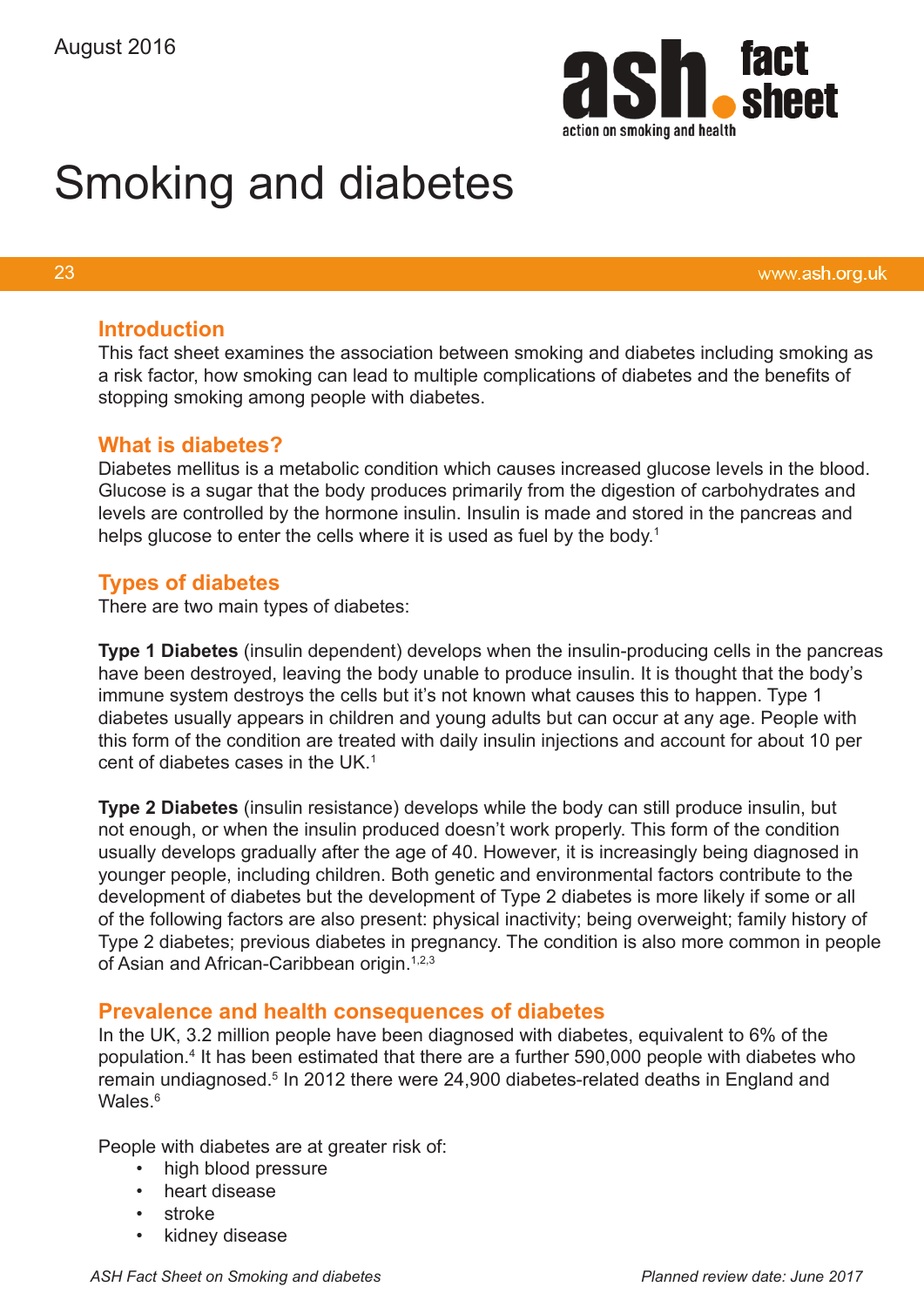August 2016

# Smoking and diabetes

23 www.ash.org.uk

## Introduction

This fact sheet examines the association between smoking and diabetes including smoking as a risk factor, how smoking can lead to multiple complications of diabetes and the benefits of stopping smoking among people with diabetes.

## What is diabetes?

Diabetes mellitus is a metabolic condition which causes increased glucose levels in the blood. Glucose is a sugar that the body produces primarily from the digestion of carbohydrates and levels are controlled by the hormone insulin. Insulin is made and stored in the pancreas and helps glucose to enter the cells where it is used as fuel by the body.[1]

## Types of diabetes

There are two main types of diabetes:

**Type 1 Diabetes** (insulin dependent) develops when the insulin-producing cells in the pancreas have been destroyed, leaving the body unable to produce insulin. It is thought that the body's immune system destroys the cells but it's not known what causes this to happen. Type 1 diabetes usually appears in children and young adults but can occur at any age. People with this form of the condition are treated with daily insulin injections and account for about 10 per cent of diabetes cases in the UK.[1]

**Type 2 Diabetes** (insulin resistance) develops while the body can still produce insulin, but not enough, or when the insulin produced doesn't work properly. This form of the condition usually develops gradually after the age of 40. However, it is increasingly being diagnosed in younger people, including children. Both genetic and environmental factors contribute to the development of diabetes but the development of Type 2 diabetes is more likely if some or all of the following factors are also present: physical inactivity; being overweight; family history of Type 2 diabetes; previous diabetes in pregnancy. The condition is also more common in people of Asian and African-Caribbean origin.[1,2,3]

## Prevalence and health consequences of diabetes

In the UK, 3.2 million people have been diagnosed with diabetes, equivalent to 6% of the population.[4] It has been estimated that there are a further 590,000 people with diabetes who remain undiagnosed.[5] In 2012 there were 24,900 diabetes-related deaths in England and Wales.[6]

People with diabetes are at greater risk of:

- high blood pressure
- heart disease
- stroke
- kidney disease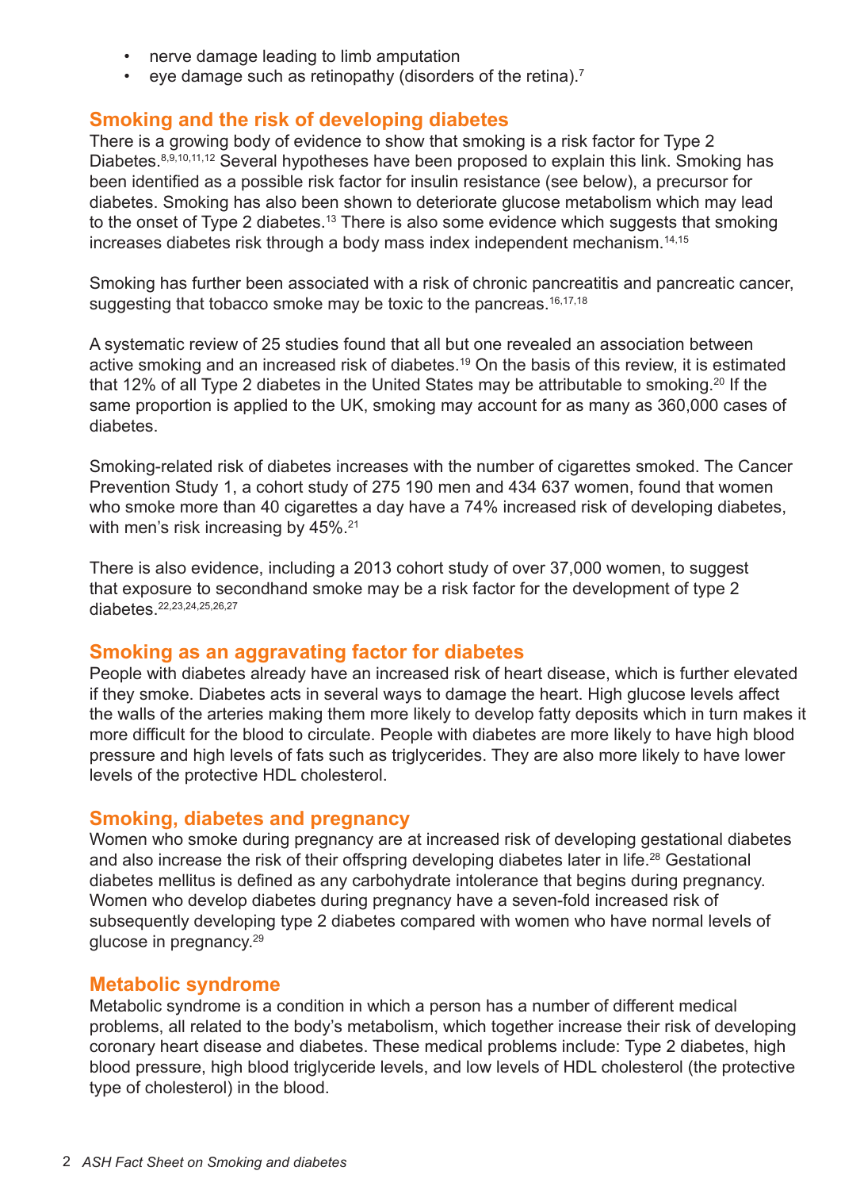- nerve damage leading to limb amputation
- eye damage such as retinopathy (disorders of the retina).[7]

## Smoking and the risk of developing diabetes

There is a growing body of evidence to show that smoking is a risk factor for Type 2 Diabetes.[8,9,10,11,12] Several hypotheses have been proposed to explain this link. Smoking has been identified as a possible risk factor for insulin resistance (see below), a precursor for diabetes. Smoking has also been shown to deteriorate glucose metabolism which may lead to the onset of Type 2 diabetes.[13] There is also some evidence which suggests that smoking increases diabetes risk through a body mass index independent mechanism.[14,15]

Smoking has further been associated with a risk of chronic pancreatitis and pancreatic cancer, suggesting that tobacco smoke may be toxic to the pancreas.[16,17,18]

A systematic review of 25 studies found that all but one revealed an association between active smoking and an increased risk of diabetes.[19] On the basis of this review, it is estimated that 12% of all Type 2 diabetes in the United States may be attributable to smoking.[20] If the same proportion is applied to the UK, smoking may account for as many as 360,000 cases of diabetes.

Smoking-related risk of diabetes increases with the number of cigarettes smoked. The Cancer Prevention Study 1, a cohort study of 275 190 men and 434 637 women, found that women who smoke more than 40 cigarettes a day have a 74% increased risk of developing diabetes, with men's risk increasing by 45%.[21]

There is also evidence, including a 2013 cohort study of over 37,000 women, to suggest that exposure to secondhand smoke may be a risk factor for the development of type 2 diabetes.[22,23,24,25,26,27]

## Smoking as an aggravating factor for diabetes

People with diabetes already have an increased risk of heart disease, which is further elevated if they smoke. Diabetes acts in several ways to damage the heart. High glucose levels affect the walls of the arteries making them more likely to develop fatty deposits which in turn makes it more difficult for the blood to circulate. People with diabetes are more likely to have high blood pressure and high levels of fats such as triglycerides. They are also more likely to have lower levels of the protective HDL cholesterol.

## Smoking, diabetes and pregnancy

Women who smoke during pregnancy are at increased risk of developing gestational diabetes and also increase the risk of their offspring developing diabetes later in life.[28] Gestational diabetes mellitus is defined as any carbohydrate intolerance that begins during pregnancy. Women who develop diabetes during pregnancy have a seven-fold increased risk of subsequently developing type 2 diabetes compared with women who have normal levels of glucose in pregnancy.[29]

## Metabolic syndrome

Metabolic syndrome is a condition in which a person has a number of different medical problems, all related to the body's metabolism, which together increase their risk of developing coronary heart disease and diabetes. These medical problems include: Type 2 diabetes, high blood pressure, high blood triglyceride levels, and low levels of HDL cholesterol (the protective type of cholesterol) in the blood.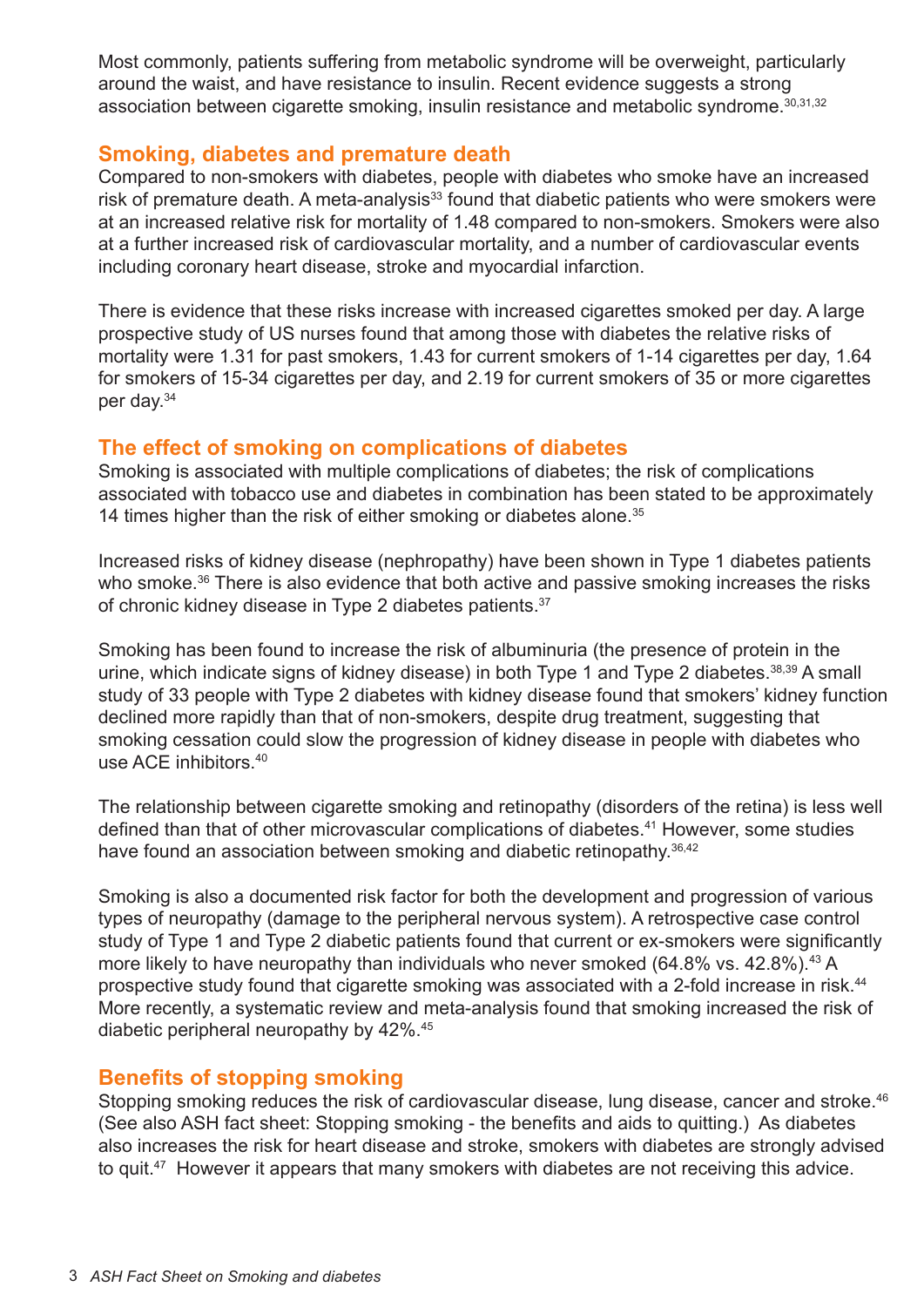Most commonly, patients suffering from metabolic syndrome will be overweight, particularly around the waist, and have resistance to insulin. Recent evidence suggests a strong association between cigarette smoking, insulin resistance and metabolic syndrome.[30,31,32]

## Smoking, diabetes and premature death

Compared to non-smokers with diabetes, people with diabetes who smoke have an increased risk of premature death. A meta-analysis[33] found that diabetic patients who were smokers were at an increased relative risk for mortality of 1.48 compared to non-smokers. Smokers were also at a further increased risk of cardiovascular mortality, and a number of cardiovascular events including coronary heart disease, stroke and myocardial infarction.

There is evidence that these risks increase with increased cigarettes smoked per day. A large prospective study of US nurses found that among those with diabetes the relative risks of mortality were 1.31 for past smokers, 1.43 for current smokers of 1-14 cigarettes per day, 1.64 for smokers of 15-34 cigarettes per day, and 2.19 for current smokers of 35 or more cigarettes per day.[34]

## The effect of smoking on complications of diabetes

Smoking is associated with multiple complications of diabetes; the risk of complications associated with tobacco use and diabetes in combination has been stated to be approximately 14 times higher than the risk of either smoking or diabetes alone.[35]

Increased risks of kidney disease (nephropathy) have been shown in Type 1 diabetes patients who smoke.[36] There is also evidence that both active and passive smoking increases the risks of chronic kidney disease in Type 2 diabetes patients.[37]

Smoking has been found to increase the risk of albuminuria (the presence of protein in the urine, which indicate signs of kidney disease) in both Type 1 and Type 2 diabetes.[38,39] A small study of 33 people with Type 2 diabetes with kidney disease found that smokers' kidney function declined more rapidly than that of non-smokers, despite drug treatment, suggesting that smoking cessation could slow the progression of kidney disease in people with diabetes who use ACE inhibitors.[40]

The relationship between cigarette smoking and retinopathy (disorders of the retina) is less well defined than that of other microvascular complications of diabetes.[41] However, some studies have found an association between smoking and diabetic retinopathy.[36,42]

Smoking is also a documented risk factor for both the development and progression of various types of neuropathy (damage to the peripheral nervous system). A retrospective case control study of Type 1 and Type 2 diabetic patients found that current or ex-smokers were significantly more likely to have neuropathy than individuals who never smoked (64.8% vs. 42.8%).[43] A prospective study found that cigarette smoking was associated with a 2-fold increase in risk.[44] More recently, a systematic review and meta-analysis found that smoking increased the risk of diabetic peripheral neuropathy by 42%.[45]

## Benefits of stopping smoking

Stopping smoking reduces the risk of cardiovascular disease, lung disease, cancer and stroke.[46] (See also ASH fact sheet: Stopping smoking - the benefits and aids to quitting.) As diabetes also increases the risk for heart disease and stroke, smokers with diabetes are strongly advised to quit.[47] However it appears that many smokers with diabetes are not receiving this advice.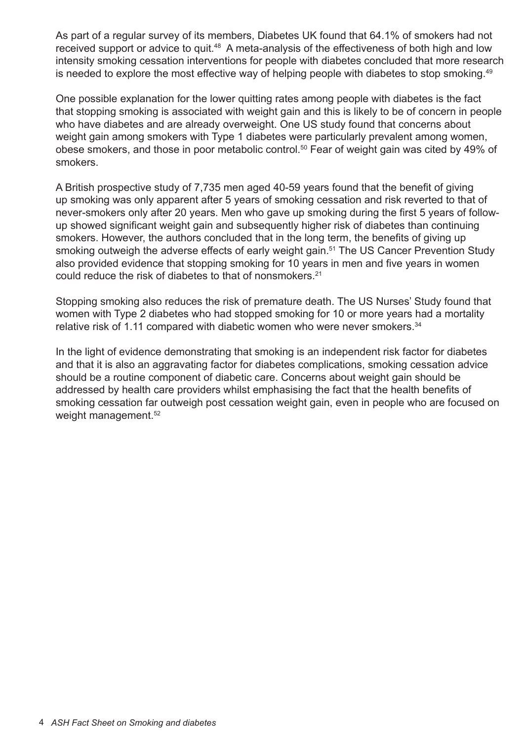As part of a regular survey of its members, Diabetes UK found that 64.1% of smokers had not received support or advice to quit.[48] A meta-analysis of the effectiveness of both high and low intensity smoking cessation interventions for people with diabetes concluded that more research is needed to explore the most effective way of helping people with diabetes to stop smoking.[49]

One possible explanation for the lower quitting rates among people with diabetes is the fact that stopping smoking is associated with weight gain and this is likely to be of concern in people who have diabetes and are already overweight. One US study found that concerns about weight gain among smokers with Type 1 diabetes were particularly prevalent among women, obese smokers, and those in poor metabolic control.[50] Fear of weight gain was cited by 49% of smokers.

A British prospective study of 7,735 men aged 40-59 years found that the benefit of giving up smoking was only apparent after 5 years of smoking cessation and risk reverted to that of never-smokers only after 20 years. Men who gave up smoking during the first 5 years of follow-up showed significant weight gain and subsequently higher risk of diabetes than continuing smokers. However, the authors concluded that in the long term, the benefits of giving up smoking outweigh the adverse effects of early weight gain.[51] The US Cancer Prevention Study also provided evidence that stopping smoking for 10 years in men and five years in women could reduce the risk of diabetes to that of nonsmokers.[21]

Stopping smoking also reduces the risk of premature death. The US Nurses' Study found that women with Type 2 diabetes who had stopped smoking for 10 or more years had a mortality relative risk of 1.11 compared with diabetic women who were never smokers.[34]

In the light of evidence demonstrating that smoking is an independent risk factor for diabetes and that it is also an aggravating factor for diabetes complications, smoking cessation advice should be a routine component of diabetic care. Concerns about weight gain should be addressed by health care providers whilst emphasising the fact that the health benefits of smoking cessation far outweigh post cessation weight gain, even in people who are focused on weight management.[52]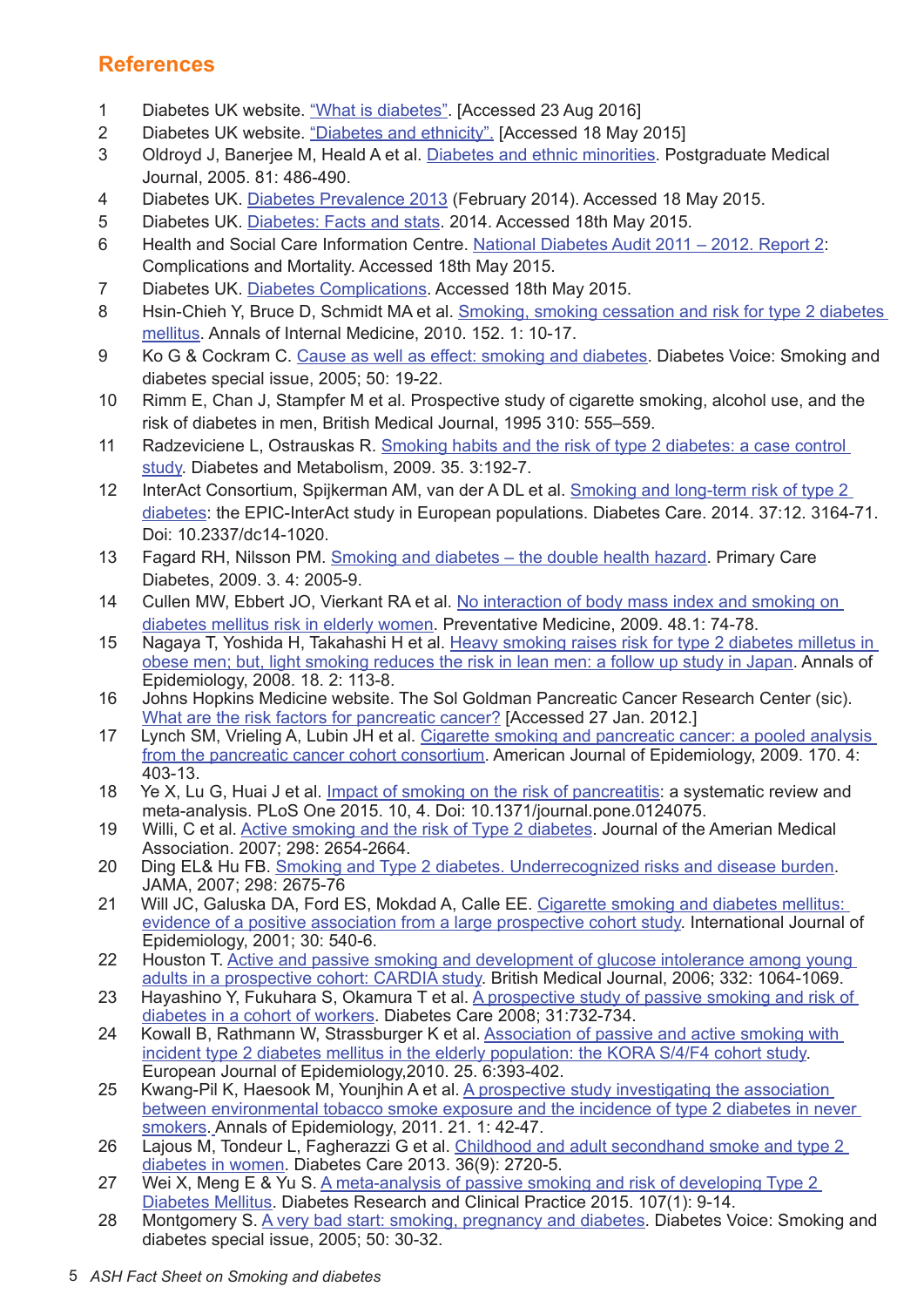## References

1. Diabetes UK website. "What is diabetes". [Accessed 23 Aug 2016]
2. Diabetes UK website. "Diabetes and ethnicity". [Accessed 18 May 2015]
3. Oldroyd J, Banerjee M, Heald A et al. Diabetes and ethnic minorities. Postgraduate Medical Journal, 2005. 81: 486-490.
4. Diabetes UK. Diabetes Prevalence 2013 (February 2014). Accessed 18 May 2015.
5. Diabetes UK. Diabetes: Facts and stats. 2014. Accessed 18th May 2015.
6. Health and Social Care Information Centre. National Diabetes Audit 2011 – 2012. Report 2: Complications and Mortality. Accessed 18th May 2015.
7. Diabetes UK. Diabetes Complications. Accessed 18th May 2015.
8. Hsin-Chieh Y, Bruce D, Schmidt MA et al. Smoking, smoking cessation and risk for type 2 diabetes mellitus. Annals of Internal Medicine, 2010. 152. 1: 10-17.
9. Ko G & Cockram C. Cause as well as effect: smoking and diabetes. Diabetes Voice: Smoking and diabetes special issue, 2005; 50: 19-22.
10. Rimm E, Chan J, Stampfer M et al. Prospective study of cigarette smoking, alcohol use, and the risk of diabetes in men, British Medical Journal, 1995 310: 555–559.
11. Radzeviciene L, Ostrauskas R. Smoking habits and the risk of type 2 diabetes: a case control study. Diabetes and Metabolism, 2009. 35. 3:192-7.
12. InterAct Consortium, Spijkerman AM, van der A DL et al. Smoking and long-term risk of type 2 diabetes: the EPIC-InterAct study in European populations. Diabetes Care. 2014. 37:12. 3164-71. Doi: 10.2337/dc14-1020.
13. Fagard RH, Nilsson PM. Smoking and diabetes – the double health hazard. Primary Care Diabetes, 2009. 3. 4: 2005-9.
14. Cullen MW, Ebbert JO, Vierkant RA et al. No interaction of body mass index and smoking on diabetes mellitus risk in elderly women. Preventative Medicine, 2009. 48.1: 74-78.
15. Nagaya T, Yoshida H, Takahashi H et al. Heavy smoking raises risk for type 2 diabetes milletus in obese men; but, light smoking reduces the risk in lean men: a follow up study in Japan. Annals of Epidemiology, 2008. 18. 2: 113-8.
16. Johns Hopkins Medicine website. The Sol Goldman Pancreatic Cancer Research Center (sic). What are the risk factors for pancreatic cancer? [Accessed 27 Jan. 2012.]
17. Lynch SM, Vrieling A, Lubin JH et al. Cigarette smoking and pancreatic cancer: a pooled analysis from the pancreatic cancer cohort consortium. American Journal of Epidemiology, 2009. 170. 4: 403-13.
18. Ye X, Lu G, Huai J et al. Impact of smoking on the risk of pancreatitis: a systematic review and meta-analysis. PLoS One 2015. 10, 4. Doi: 10.1371/journal.pone.0124075.
19. Willi, C et al. Active smoking and the risk of Type 2 diabetes. Journal of the Amerian Medical Association. 2007; 298: 2654-2664.
20. Ding EL& Hu FB. Smoking and Type 2 diabetes. Underrecognized risks and disease burden. JAMA, 2007; 298: 2675-76
21. Will JC, Galuska DA, Ford ES, Mokdad A, Calle EE. Cigarette smoking and diabetes mellitus: evidence of a positive association from a large prospective cohort study. International Journal of Epidemiology, 2001; 30: 540-6.
22. Houston T. Active and passive smoking and development of glucose intolerance among young adults in a prospective cohort: CARDIA study. British Medical Journal, 2006; 332: 1064-1069.
23. Hayashino Y, Fukuhara S, Okamura T et al. A prospective study of passive smoking and risk of diabetes in a cohort of workers. Diabetes Care 2008; 31:732-734.
24. Kowall B, Rathmann W, Strassburger K et al. Association of passive and active smoking with incident type 2 diabetes mellitus in the elderly population: the KORA S/4/F4 cohort study. European Journal of Epidemiology,2010. 25. 6:393-402.
25. Kwang-Pil K, Haesook M, Younjhin A et al. A prospective study investigating the association between environmental tobacco smoke exposure and the incidence of type 2 diabetes in never smokers. Annals of Epidemiology, 2011. 21. 1: 42-47.
26. Lajous M, Tondeur L, Fagherazzi G et al. Childhood and adult secondhand smoke and type 2 diabetes in women. Diabetes Care 2013. 36(9): 2720-5.
27. Wei X, Meng E & Yu S. A meta-analysis of passive smoking and risk of developing Type 2 Diabetes Mellitus. Diabetes Research and Clinical Practice 2015. 107(1): 9-14.
28. Montgomery S. A very bad start: smoking, pregnancy and diabetes. Diabetes Voice: Smoking and diabetes special issue, 2005; 50: 30-32.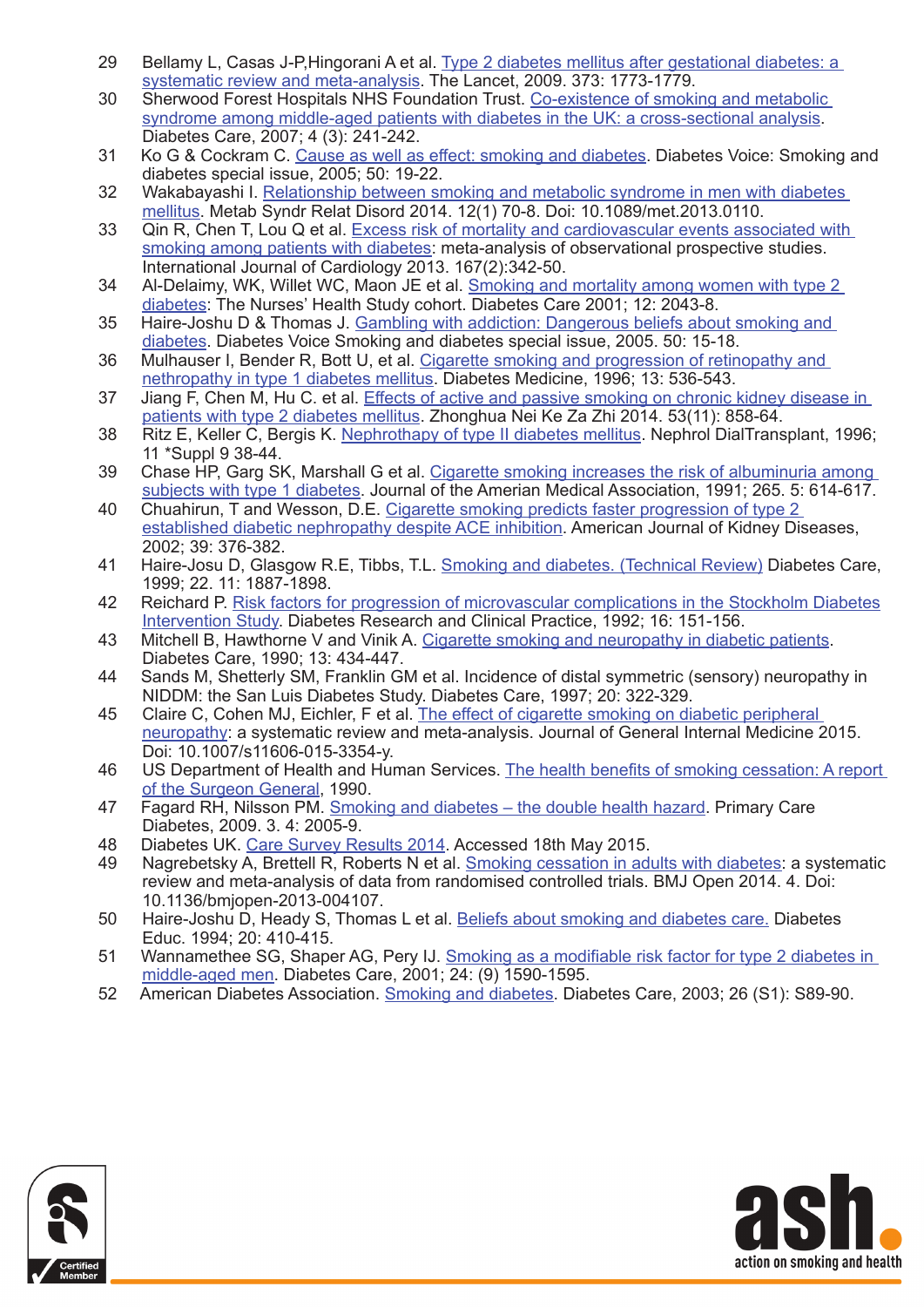29 Bellamy L, Casas J-P,Hingorani A et al. Type 2 diabetes mellitus after gestational diabetes: a systematic review and meta-analysis. The Lancet, 2009. 373: 1773-1779.

30 Sherwood Forest Hospitals NHS Foundation Trust. Co-existence of smoking and metabolic syndrome among middle-aged patients with diabetes in the UK: a cross-sectional analysis. Diabetes Care, 2007; 4 (3): 241-242.

31 Ko G & Cockram C. Cause as well as effect: smoking and diabetes. Diabetes Voice: Smoking and diabetes special issue, 2005; 50: 19-22.

32 Wakabayashi I. Relationship between smoking and metabolic syndrome in men with diabetes mellitus. Metab Syndr Relat Disord 2014. 12(1) 70-8. Doi: 10.1089/met.2013.0110.

33 Qin R, Chen T, Lou Q et al. Excess risk of mortality and cardiovascular events associated with smoking among patients with diabetes: meta-analysis of observational prospective studies. International Journal of Cardiology 2013. 167(2):342-50.

34 Al-Delaimy, WK, Willet WC, Maon JE et al. Smoking and mortality among women with type 2 diabetes: The Nurses' Health Study cohort. Diabetes Care 2001; 12: 2043-8.

35 Haire-Joshu D & Thomas J. Gambling with addiction: Dangerous beliefs about smoking and diabetes. Diabetes Voice Smoking and diabetes special issue, 2005. 50: 15-18.

36 Mulhauser I, Bender R, Bott U, et al. Cigarette smoking and progression of retinopathy and nethropathy in type 1 diabetes mellitus. Diabetes Medicine, 1996; 13: 536-543.

37 Jiang F, Chen M, Hu C. et al. Effects of active and passive smoking on chronic kidney disease in patients with type 2 diabetes mellitus. Zhonghua Nei Ke Za Zhi 2014. 53(11): 858-64.

38 Ritz E, Keller C, Bergis K. Nephrothapy of type II diabetes mellitus. Nephrol DialTransplant, 1996; 11 *Suppl 9 38-44.

39 Chase HP, Garg SK, Marshall G et al. Cigarette smoking increases the risk of albuminuria among subjects with type 1 diabetes. Journal of the Amerian Medical Association, 1991; 265. 5: 614-617.

40 Chuahirun, T and Wesson, D.E. Cigarette smoking predicts faster progression of type 2 established diabetic nephropathy despite ACE inhibition. American Journal of Kidney Diseases, 2002; 39: 376-382.

41 Haire-Josu D, Glasgow R.E, Tibbs, T.L. Smoking and diabetes. (Technical Review) Diabetes Care, 1999; 22. 11: 1887-1898.

42 Reichard P. Risk factors for progression of microvascular complications in the Stockholm Diabetes Intervention Study. Diabetes Research and Clinical Practice, 1992; 16: 151-156.

43 Mitchell B, Hawthorne V and Vinik A. Cigarette smoking and neuropathy in diabetic patients. Diabetes Care, 1990; 13: 434-447.

44 Sands M, Shetterly SM, Franklin GM et al. Incidence of distal symmetric (sensory) neuropathy in NIDDM: the San Luis Diabetes Study. Diabetes Care, 1997; 20: 322-329.

45 Claire C, Cohen MJ, Eichler, F et al. The effect of cigarette smoking on diabetic peripheral neuropathy: a systematic review and meta-analysis. Journal of General Internal Medicine 2015. Doi: 10.1007/s11606-015-3354-y.

46 US Department of Health and Human Services. The health benefits of smoking cessation: A report of the Surgeon General, 1990.

47 Fagard RH, Nilsson PM. Smoking and diabetes – the double health hazard. Primary Care Diabetes, 2009. 3. 4: 2005-9.

48 Diabetes UK. Care Survey Results 2014. Accessed 18th May 2015.

49 Nagrebetsky A, Brettell R, Roberts N et al. Smoking cessation in adults with diabetes: a systematic review and meta-analysis of data from randomised controlled trials. BMJ Open 2014. 4. Doi: 10.1136/bmjopen-2013-004107.

50 Haire-Joshu D, Heady S, Thomas L et al. Beliefs about smoking and diabetes care. Diabetes Educ. 1994; 20: 410-415.

51 Wannamethee SG, Shaper AG, Pery IJ. Smoking as a modifiable risk factor for type 2 diabetes in middle-aged men. Diabetes Care, 2001; 24: (9) 1590-1595.

52 American Diabetes Association. Smoking and diabetes. Diabetes Care, 2003; 26 (S1): S89-90.